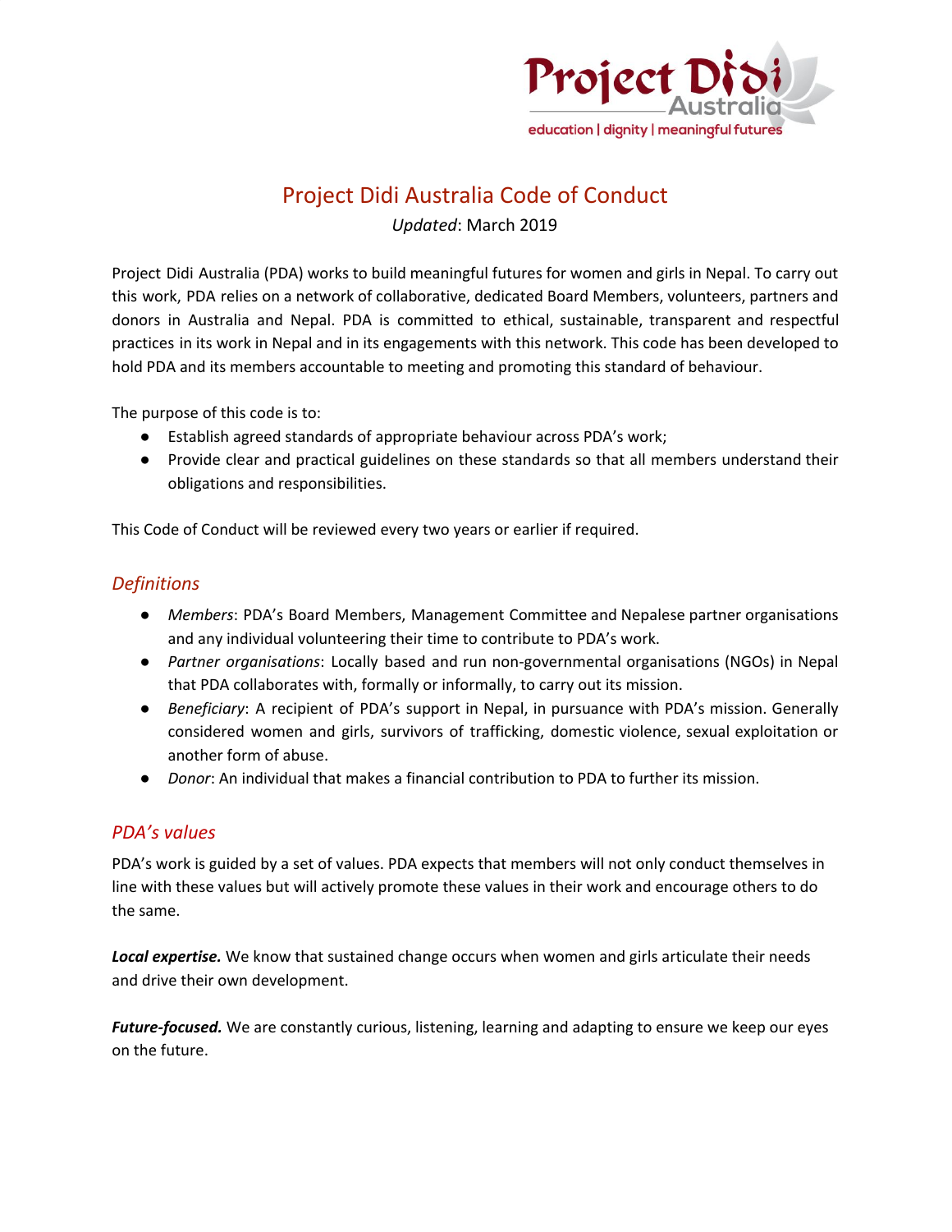# Project Didi Australia Code of Conduct

*Updated*: March 2019

Project Didi Australia (PDA) works to build meaningful futures for women and girls in Nepal. To carry out this work, PDA relies on a network of collaborative, dedicated Board Members, volunteers, partners and donors in Australia and Nepal. PDA is committed to ethical, sustainable, transparent and respectful practices in its work in Nepal and in its engagements with this network. This code has been developed to hold PDA and its members accountable to meeting and promoting this standard of behaviour.

The purpose of this code is to:

- Establish agreed standards of appropriate behaviour across PDA's work;
- Provide clear and practical guidelines on these standards so that all members understand their obligations and responsibilities.

This Code of Conduct will be reviewed every two years or earlier if required.

## *Definitions*

- *Members*: PDA's Board Members, Management Committee and Nepalese partner organisations and any individual volunteering their time to contribute to PDA's work.
- *Partner organisations*: Locally based and run non-governmental organisations (NGOs) in Nepal that PDA collaborates with, formally or informally, to carry out its mission.
- *Beneficiary*: A recipient of PDA's support in Nepal, in pursuance with PDA's mission. Generally considered women and girls, survivors of trafficking, domestic violence, sexual exploitation or another form of abuse.
- *Donor*: An individual that makes a financial contribution to PDA to further its mission.

## *PDA's values*

PDA's work is guided by a set of values. PDA expects that members will not only conduct themselves in line with these values but will actively promote these values in their work and encourage others to do the same.

***Local expertise.*** We know that sustained change occurs when women and girls articulate their needs and drive their own development.

***Future-focused.*** We are constantly curious, listening, learning and adapting to ensure we keep our eyes on the future.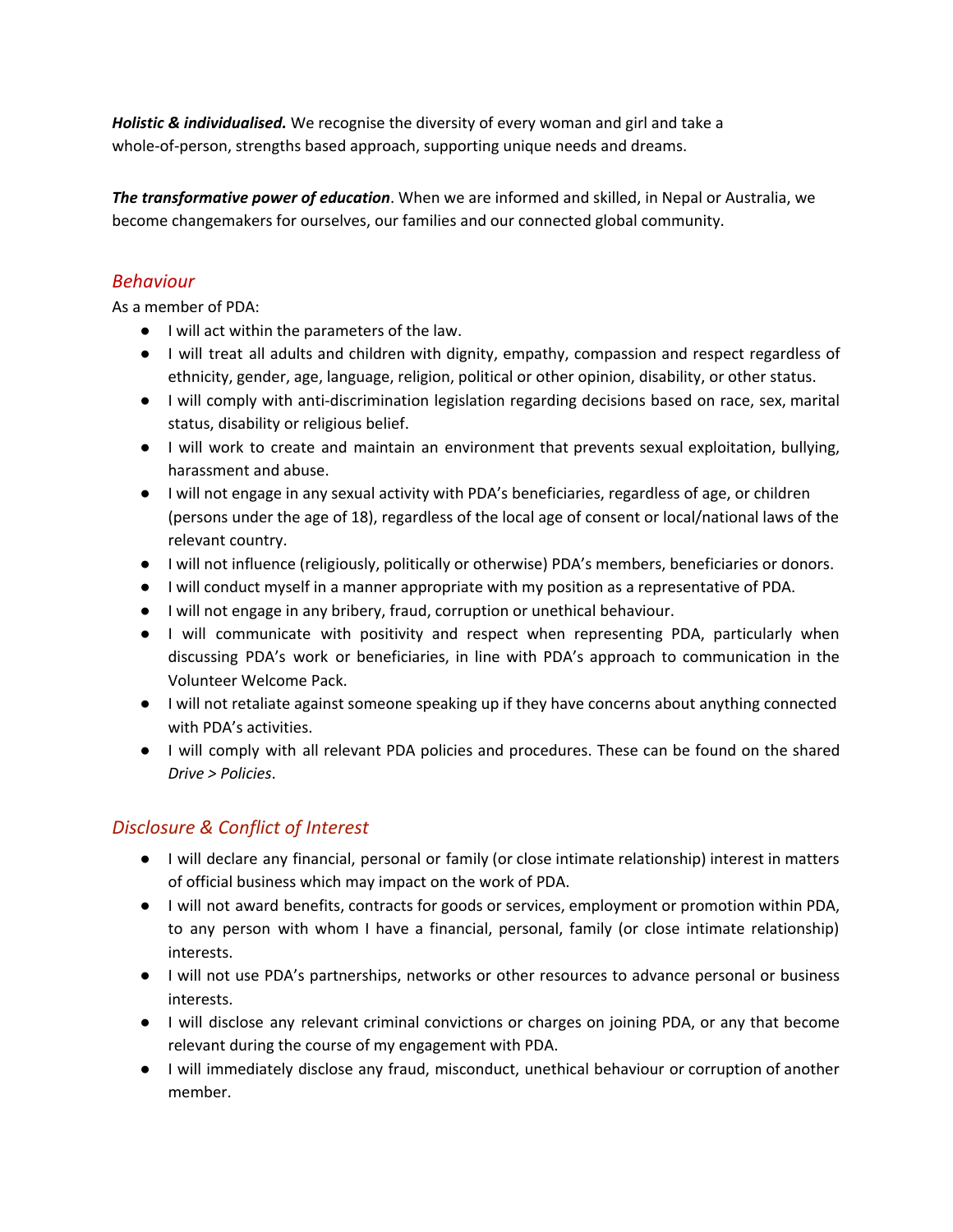***Holistic & individualised.*** We recognise the diversity of every woman and girl and take a whole-of-person, strengths based approach, supporting unique needs and dreams.

***The transformative power of education***. When we are informed and skilled, in Nepal or Australia, we become changemakers for ourselves, our families and our connected global community.

## *Behaviour*

As a member of PDA:

- I will act within the parameters of the law.
- I will treat all adults and children with dignity, empathy, compassion and respect regardless of ethnicity, gender, age, language, religion, political or other opinion, disability, or other status.
- I will comply with anti-discrimination legislation regarding decisions based on race, sex, marital status, disability or religious belief.
- I will work to create and maintain an environment that prevents sexual exploitation, bullying, harassment and abuse.
- I will not engage in any sexual activity with PDA's beneficiaries, regardless of age, or children (persons under the age of 18), regardless of the local age of consent or local/national laws of the relevant country.
- I will not influence (religiously, politically or otherwise) PDA's members, beneficiaries or donors.
- I will conduct myself in a manner appropriate with my position as a representative of PDA.
- I will not engage in any bribery, fraud, corruption or unethical behaviour.
- I will communicate with positivity and respect when representing PDA, particularly when discussing PDA's work or beneficiaries, in line with PDA's approach to communication in the Volunteer Welcome Pack.
- I will not retaliate against someone speaking up if they have concerns about anything connected with PDA's activities.
- I will comply with all relevant PDA policies and procedures. These can be found on the shared *Drive > Policies*.

## *Disclosure & Conflict of Interest*

- I will declare any financial, personal or family (or close intimate relationship) interest in matters of official business which may impact on the work of PDA.
- I will not award benefits, contracts for goods or services, employment or promotion within PDA, to any person with whom I have a financial, personal, family (or close intimate relationship) interests.
- I will not use PDA's partnerships, networks or other resources to advance personal or business interests.
- I will disclose any relevant criminal convictions or charges on joining PDA, or any that become relevant during the course of my engagement with PDA.
- I will immediately disclose any fraud, misconduct, unethical behaviour or corruption of another member.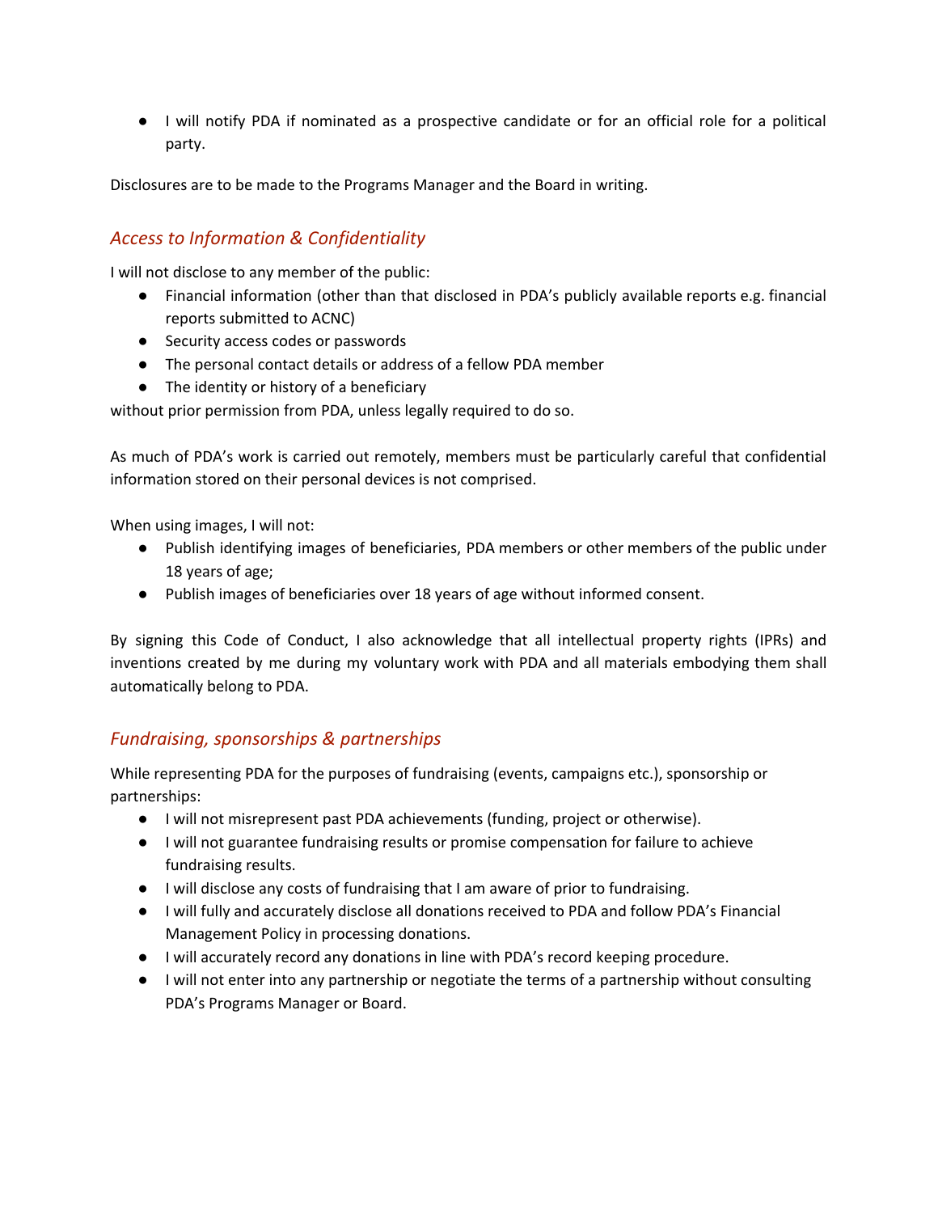- I will notify PDA if nominated as a prospective candidate or for an official role for a political party.

Disclosures are to be made to the Programs Manager and the Board in writing.

## *Access to Information & Confidentiality*

I will not disclose to any member of the public:

- Financial information (other than that disclosed in PDA's publicly available reports e.g. financial reports submitted to ACNC)
- Security access codes or passwords
- The personal contact details or address of a fellow PDA member
- The identity or history of a beneficiary

without prior permission from PDA, unless legally required to do so.

As much of PDA's work is carried out remotely, members must be particularly careful that confidential information stored on their personal devices is not comprised.

When using images, I will not:

- Publish identifying images of beneficiaries, PDA members or other members of the public under 18 years of age;
- Publish images of beneficiaries over 18 years of age without informed consent.

By signing this Code of Conduct, I also acknowledge that all intellectual property rights (IPRs) and inventions created by me during my voluntary work with PDA and all materials embodying them shall automatically belong to PDA.

## *Fundraising, sponsorships & partnerships*

While representing PDA for the purposes of fundraising (events, campaigns etc.), sponsorship or partnerships:

- I will not misrepresent past PDA achievements (funding, project or otherwise).
- I will not guarantee fundraising results or promise compensation for failure to achieve fundraising results.
- I will disclose any costs of fundraising that I am aware of prior to fundraising.
- I will fully and accurately disclose all donations received to PDA and follow PDA's Financial Management Policy in processing donations.
- I will accurately record any donations in line with PDA's record keeping procedure.
- I will not enter into any partnership or negotiate the terms of a partnership without consulting PDA's Programs Manager or Board.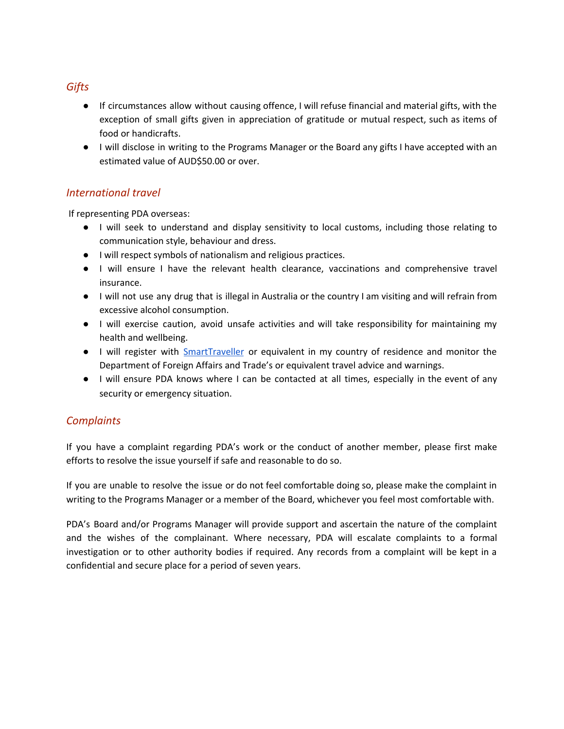### *Gifts*

- If circumstances allow without causing offence, I will refuse financial and material gifts, with the exception of small gifts given in appreciation of gratitude or mutual respect, such as items of food or handicrafts.
- I will disclose in writing to the Programs Manager or the Board any gifts I have accepted with an estimated value of AUD$50.00 or over.

### *International travel*

If representing PDA overseas:

- I will seek to understand and display sensitivity to local customs, including those relating to communication style, behaviour and dress.
- I will respect symbols of nationalism and religious practices.
- I will ensure I have the relevant health clearance, vaccinations and comprehensive travel insurance.
- I will not use any drug that is illegal in Australia or the country I am visiting and will refrain from excessive alcohol consumption.
- I will exercise caution, avoid unsafe activities and will take responsibility for maintaining my health and wellbeing.
- I will register with [SmartTraveller] or equivalent in my country of residence and monitor the Department of Foreign Affairs and Trade's or equivalent travel advice and warnings.
- I will ensure PDA knows where I can be contacted at all times, especially in the event of any security or emergency situation.

### *Complaints*

If you have a complaint regarding PDA's work or the conduct of another member, please first make efforts to resolve the issue yourself if safe and reasonable to do so.

If you are unable to resolve the issue or do not feel comfortable doing so, please make the complaint in writing to the Programs Manager or a member of the Board, whichever you feel most comfortable with.

PDA's Board and/or Programs Manager will provide support and ascertain the nature of the complaint and the wishes of the complainant. Where necessary, PDA will escalate complaints to a formal investigation or to other authority bodies if required. Any records from a complaint will be kept in a confidential and secure place for a period of seven years.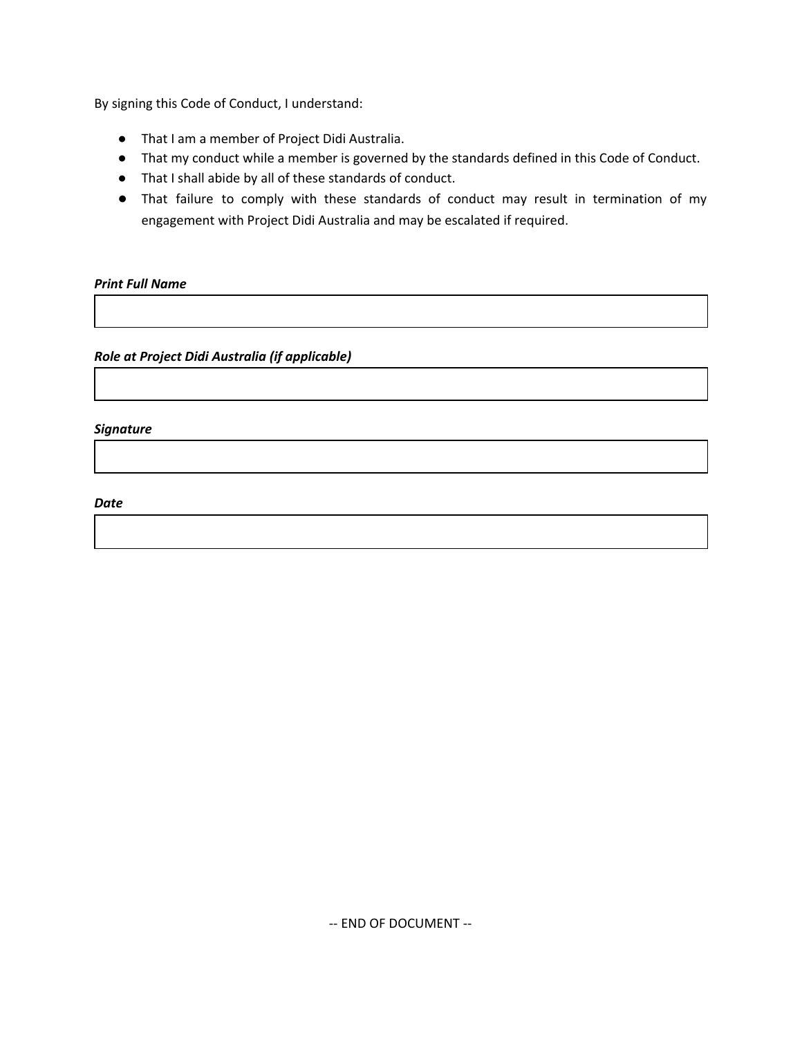By signing this Code of Conduct, I understand:

- That I am a member of Project Didi Australia.
- That my conduct while a member is governed by the standards defined in this Code of Conduct.
- That I shall abide by all of these standards of conduct.
- That failure to comply with these standards of conduct may result in termination of my engagement with Project Didi Australia and may be escalated if required.

***Print Full Name***

| |
|---|
| |

***Role at Project Didi Australia (if applicable)***

| |
|---|
| |

***Signature***

| |
|---|
| |

***Date***

| |
|---|
| |

-- END OF DOCUMENT --